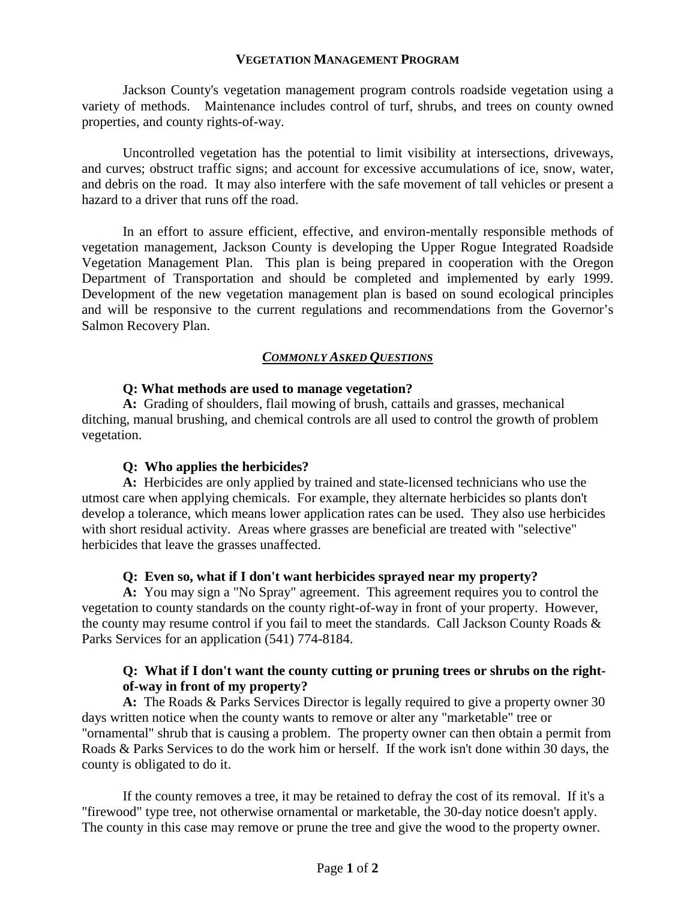# VEGETATION MANAGEMENT PROGRAM

Jackson County's vegetation management program controls roadside vegetation using a variety of methods. Maintenance includes control of turf, shrubs, and trees on county owned properties, and county rights-of-way.

Uncontrolled vegetation has the potential to limit visibility at intersections, driveways, and curves; obstruct traffic signs; and account for excessive accumulations of ice, snow, water, and debris on the road. It may also interfere with the safe movement of tall vehicles or present a hazard to a driver that runs off the road.

In an effort to assure efficient, effective, and environ-mentally responsible methods of vegetation management, Jackson County is developing the Upper Rogue Integrated Roadside Vegetation Management Plan. This plan is being prepared in cooperation with the Oregon Department of Transportation and should be completed and implemented by early 1999. Development of the new vegetation management plan is based on sound ecological principles and will be responsive to the current regulations and recommendations from the Governor's Salmon Recovery Plan.

## *COMMONLY ASKED QUESTIONS*

**Q: What methods are used to manage vegetation?**

**A:** Grading of shoulders, flail mowing of brush, cattails and grasses, mechanical ditching, manual brushing, and chemical controls are all used to control the growth of problem vegetation.

**Q: Who applies the herbicides?**

**A:** Herbicides are only applied by trained and state-licensed technicians who use the utmost care when applying chemicals. For example, they alternate herbicides so plants don't develop a tolerance, which means lower application rates can be used. They also use herbicides with short residual activity. Areas where grasses are beneficial are treated with "selective" herbicides that leave the grasses unaffected.

**Q: Even so, what if I don't want herbicides sprayed near my property?**

**A:** You may sign a "No Spray" agreement. This agreement requires you to control the vegetation to county standards on the county right-of-way in front of your property. However, the county may resume control if you fail to meet the standards. Call Jackson County Roads & Parks Services for an application (541) 774-8184.

**Q: What if I don't want the county cutting or pruning trees or shrubs on the right-of-way in front of my property?**

**A:** The Roads & Parks Services Director is legally required to give a property owner 30 days written notice when the county wants to remove or alter any "marketable" tree or "ornamental" shrub that is causing a problem. The property owner can then obtain a permit from Roads & Parks Services to do the work him or herself. If the work isn't done within 30 days, the county is obligated to do it.

If the county removes a tree, it may be retained to defray the cost of its removal. If it's a "firewood" type tree, not otherwise ornamental or marketable, the 30-day notice doesn't apply. The county in this case may remove or prune the tree and give the wood to the property owner.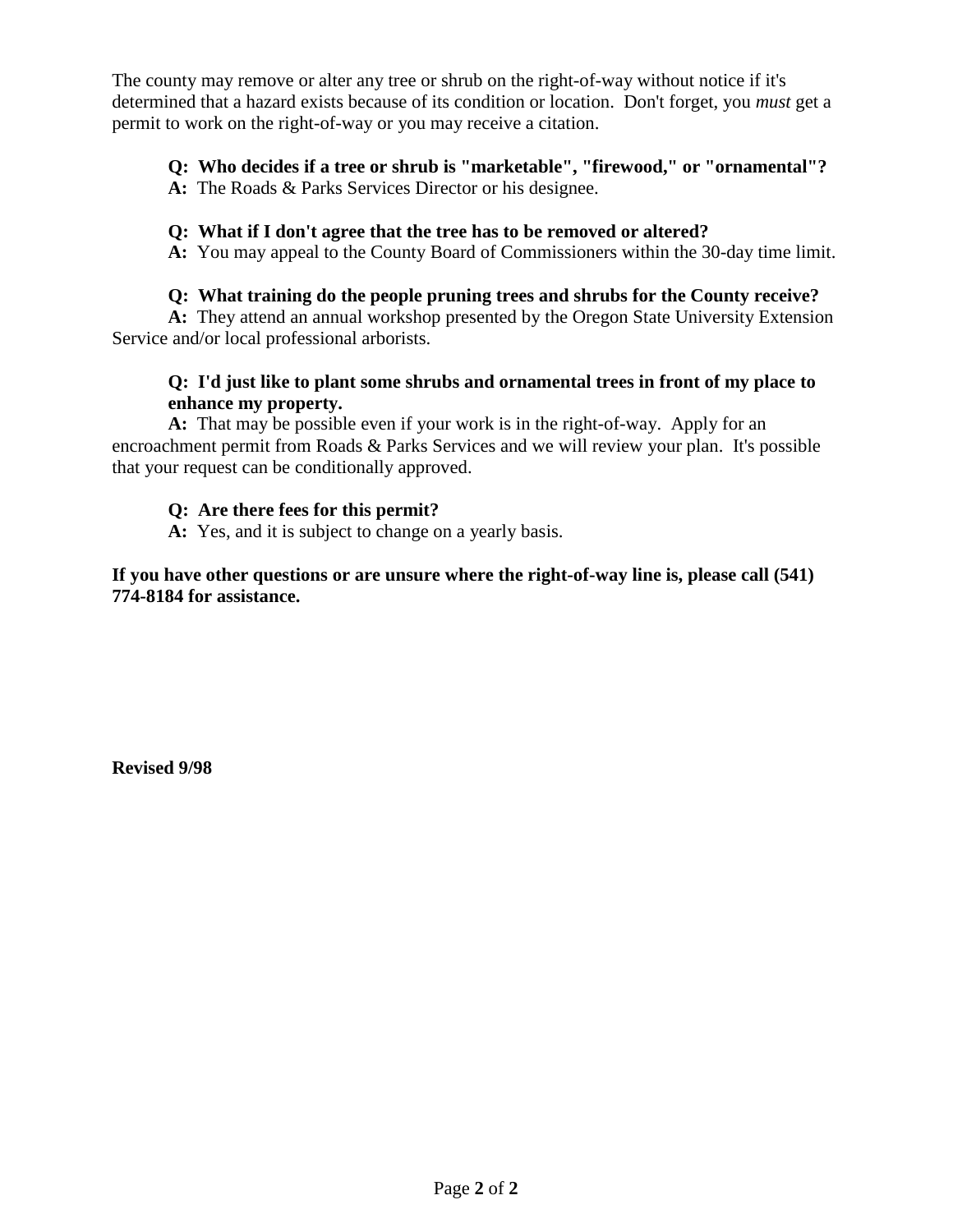The county may remove or alter any tree or shrub on the right-of-way without notice if it's determined that a hazard exists because of its condition or location. Don't forget, you *must* get a permit to work on the right-of-way or you may receive a citation.

**Q: Who decides if a tree or shrub is "marketable", "firewood," or "ornamental"?**
**A:** The Roads & Parks Services Director or his designee.

**Q: What if I don't agree that the tree has to be removed or altered?**
**A:** You may appeal to the County Board of Commissioners within the 30-day time limit.

**Q: What training do the people pruning trees and shrubs for the County receive?**
**A:** They attend an annual workshop presented by the Oregon State University Extension Service and/or local professional arborists.

**Q: I'd just like to plant some shrubs and ornamental trees in front of my place to enhance my property.**
**A:** That may be possible even if your work is in the right-of-way. Apply for an encroachment permit from Roads & Parks Services and we will review your plan. It's possible that your request can be conditionally approved.

**Q: Are there fees for this permit?**
**A:** Yes, and it is subject to change on a yearly basis.

**If you have other questions or are unsure where the right-of-way line is, please call (541) 774-8184 for assistance.**

**Revised 9/98**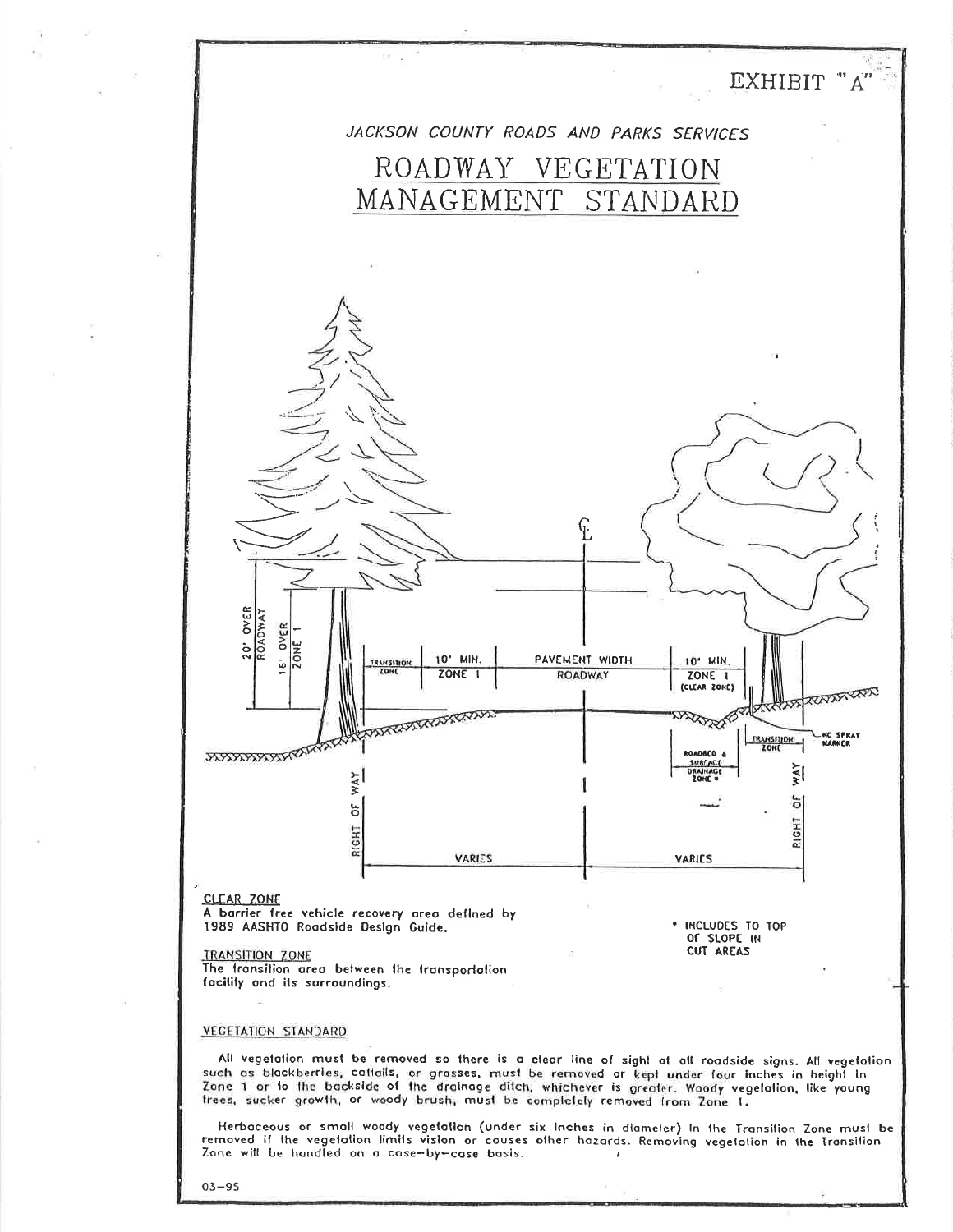EXHIBIT "A"

*JACKSON COUNTY ROADS AND PARKS SERVICES*

# ROADWAY VEGETATION MANAGEMENT STANDARD

20' OVER ROADWAY

16' OVER ZONE 1

TRANSITION ZONE | 10' MIN. ZONE 1 | PAVEMENT WIDTH ROADWAY | 10' MIN. ZONE 1 (CLEAR ZONE)

ROADBED & SURFACE DRAINAGE ZONE *

TRANSITION ZONE

NO SPRAY MARKER

RIGHT OF WAY

RIGHT OF WAY

VARIES | VARIES

**CLEAR ZONE**
A barrier free vehicle recovery area defined by 1989 AASHTO Roadside Design Guide.

\* INCLUDES TO TOP OF SLOPE IN CUT AREAS

**TRANSITION ZONE**
The transition area between the transportation facility and its surroundings.

**VEGETATION STANDARD**

All vegetation must be removed so there is a clear line of sight at all roadside signs. All vegetation such as blackberries, cattails, or grasses, must be removed or kept under four inches in height in Zone 1 or to the backside of the drainage ditch, whichever is greater. Woody vegetation, like young trees, sucker growth, or woody brush, must be completely removed from Zone 1.

Herbaceous or small woody vegetation (under six inches in diameter) in the Transition Zone must be removed if the vegetation limits vision or causes other hazards. Removing vegetation in the Transition Zone will be handled on a case-by-case basis.

03-95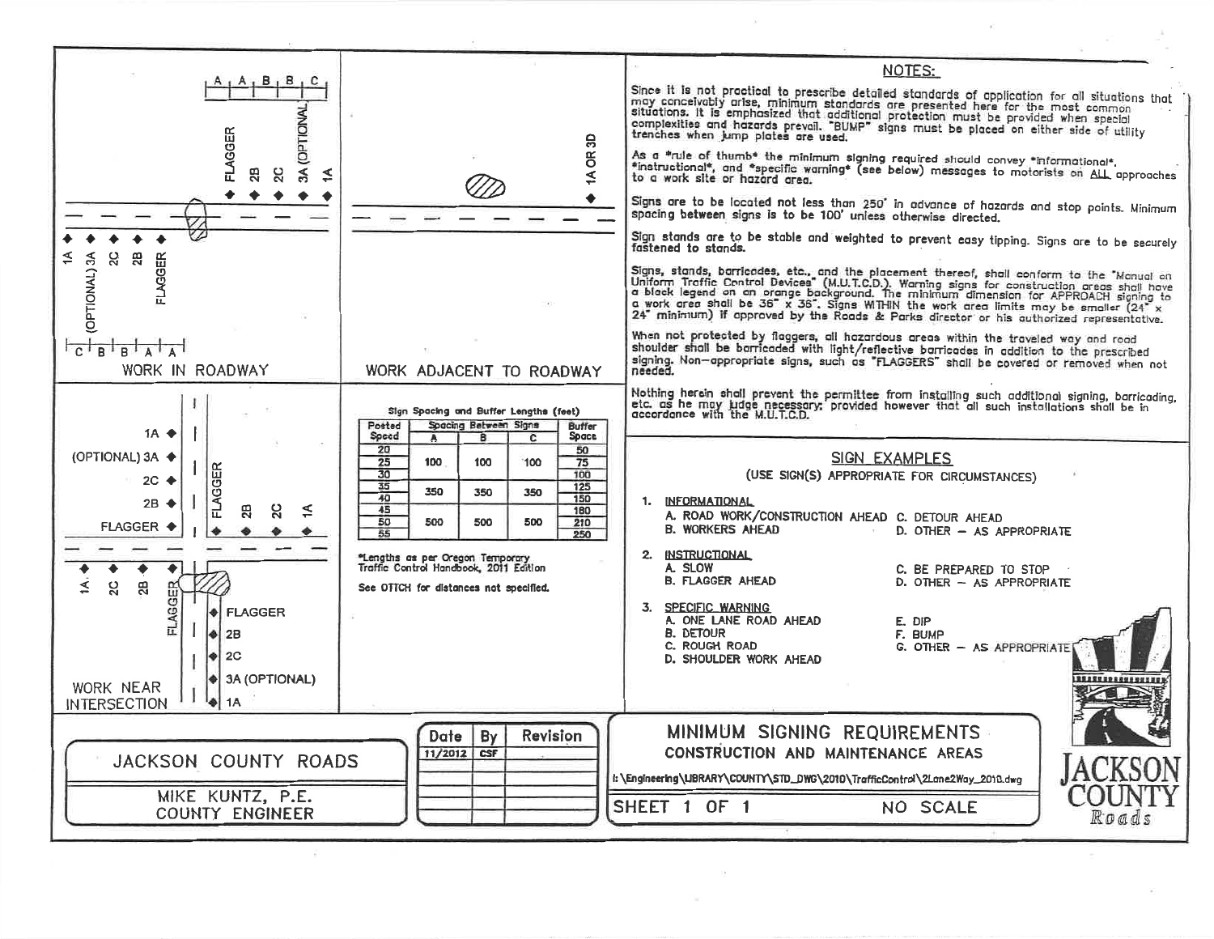## WORK IN ROADWAY

A | A | B | B | C

FLAGGER, 2B, 2C, 3A (OPTIONAL), 1A

1A, (OPTIONAL) 3A, 2C, 2B, FLAGGER

C | B | B | A | A

## WORK ADJACENT TO ROADWAY

1A OR 3D

## WORK NEAR INTERSECTION

1A, (OPTIONAL) 3A, 2C, 2B, FLAGGER

FLAGGER, 2B, 2C, 1A

1A, 2C, 2B, FLAGGER

FLAGGER, 2B, 2C, 3A (OPTIONAL), 1A

**Sign Spacing and Buffer Lengths (feet)**

| Posted Speed | Spacing Between Signs | | | Buffer Space |
|---|---|---|---|---|
| | A | B | C | |
| 20 | 100 | 100 | 100 | 50 |
| 25 | | | | 75 |
| 30 | | | | 100 |
| 35 | 350 | 350 | 350 | 125 |
| 40 | | | | 150 |
| 45 | 500 | 500 | 500 | 180 |
| 50 | | | | 210 |
| 55 | | | | 250 |

*Lengths as per Oregon Temporary Traffic Control Handbook, 2011 Edition

See OTTCH for distances not specified.

## NOTES:

Since it is not practical to prescribe detailed standards of application for all situations that may conceivably arise, minimum standards are presented here for the most common situations. It is emphasized that additional protection must be provided when special complexities and hazards prevail. "BUMP" signs must be placed on either side of utility trenches when jump plates are used.

As a *rule of thumb* the minimum signing required should convey *informational*, *instructional*, and *specific warning* (see below) messages to motorists on ALL approaches to a work site or hazard area.

Signs are to be located not less than 250' in advance of hazards and stop points. Minimum spacing between signs is to be 100' unless otherwise directed.

Sign stands are to be stable and weighted to prevent easy tipping. Signs are to be securely fastened to stands.

Signs, stands, barricades, etc., and the placement thereof, shall conform to the "Manual on Uniform Traffic Control Devices" (M.U.T.C.D.). Warning signs for construction areas shall have a black legend on an orange background. The minimum dimension for APPROACH signing to a work area shall be 36" x 36". Signs WITHIN the work area limits may be smaller (24" x 24" minimum) if approved by the Roads & Parks director or his authorized representative.

When not protected by flaggers, all hazardous areas within the traveled way and road shoulder shall be barricaded with light/reflective barricades in addition to the prescribed signing. Non-appropriate signs, such as "FLAGGERS" shall be covered or removed when not needed.

Nothing herein shall prevent the permittee from installing such additional signing, barricading, etc. as he may judge necessary; provided however that all such installations shall be in accordance with the M.U.T.C.D.

## SIGN EXAMPLES

(USE SIGN(S) APPROPRIATE FOR CIRCUMSTANCES)

1. INFORMATIONAL
   - A. ROAD WORK/CONSTRUCTION AHEAD
   - B. WORKERS AHEAD
   - C. DETOUR AHEAD
   - D. OTHER – AS APPROPRIATE
2. INSTRUCTIONAL
   - A. SLOW
   - B. FLAGGER AHEAD
   - C. BE PREPARED TO STOP
   - D. OTHER – AS APPROPRIATE
3. SPECIFIC WARNING
   - A. ONE LANE ROAD AHEAD
   - B. DETOUR
   - C. ROUGH ROAD
   - D. SHOULDER WORK AHEAD
   - E. DIP
   - F. BUMP
   - G. OTHER – AS APPROPRIATE

JACKSON COUNTY ROADS

MIKE KUNTZ, P.E.
COUNTY ENGINEER

| Date | By | Revision |
|---|---|---|
| 11/2012 | CSF | |

MINIMUM SIGNING REQUIREMENTS
CONSTRUCTION AND MAINTENANCE AREAS

I:\Engineering\LIBRARY\COUNTY\STD_DWG\2010\TrafficControl\2Lane2Way_2010.dwg

SHEET 1 OF 1 NO SCALE

JACKSON COUNTY Roads